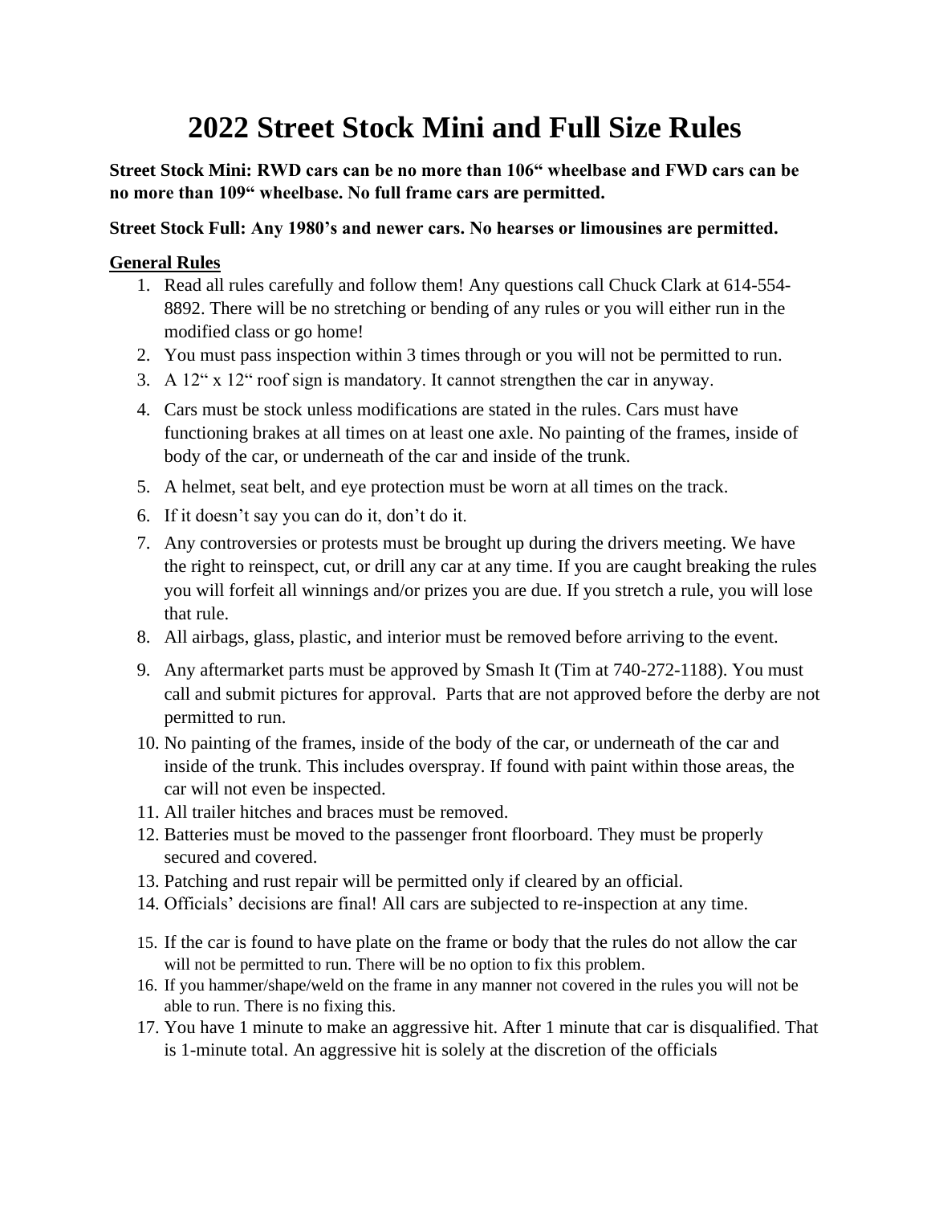# 2022 Street Stock Mini and Full Size Rules

**Street Stock Mini: RWD cars can be no more than 106" wheelbase and FWD cars can be no more than 109" wheelbase. No full frame cars are permitted.**

**Street Stock Full: Any 1980's and newer cars. No hearses or limousines are permitted.**

## General Rules

1. Read all rules carefully and follow them! Any questions call Chuck Clark at 614-554-8892. There will be no stretching or bending of any rules or you will either run in the modified class or go home!
2. You must pass inspection within 3 times through or you will not be permitted to run.
3. A 12" x 12" roof sign is mandatory. It cannot strengthen the car in anyway.
4. Cars must be stock unless modifications are stated in the rules. Cars must have functioning brakes at all times on at least one axle. No painting of the frames, inside of body of the car, or underneath of the car and inside of the trunk.
5. A helmet, seat belt, and eye protection must be worn at all times on the track.
6. If it doesn't say you can do it, don't do it.
7. Any controversies or protests must be brought up during the drivers meeting. We have the right to reinspect, cut, or drill any car at any time. If you are caught breaking the rules you will forfeit all winnings and/or prizes you are due. If you stretch a rule, you will lose that rule.
8. All airbags, glass, plastic, and interior must be removed before arriving to the event.
9. Any aftermarket parts must be approved by Smash It (Tim at 740-272-1188). You must call and submit pictures for approval. Parts that are not approved before the derby are not permitted to run.
10. No painting of the frames, inside of the body of the car, or underneath of the car and inside of the trunk. This includes overspray. If found with paint within those areas, the car will not even be inspected.
11. All trailer hitches and braces must be removed.
12. Batteries must be moved to the passenger front floorboard. They must be properly secured and covered.
13. Patching and rust repair will be permitted only if cleared by an official.
14. Officials' decisions are final! All cars are subjected to re-inspection at any time.
15. If the car is found to have plate on the frame or body that the rules do not allow the car will not be permitted to run. There will be no option to fix this problem.
16. If you hammer/shape/weld on the frame in any manner not covered in the rules you will not be able to run. There is no fixing this.
17. You have 1 minute to make an aggressive hit. After 1 minute that car is disqualified. That is 1-minute total. An aggressive hit is solely at the discretion of the officials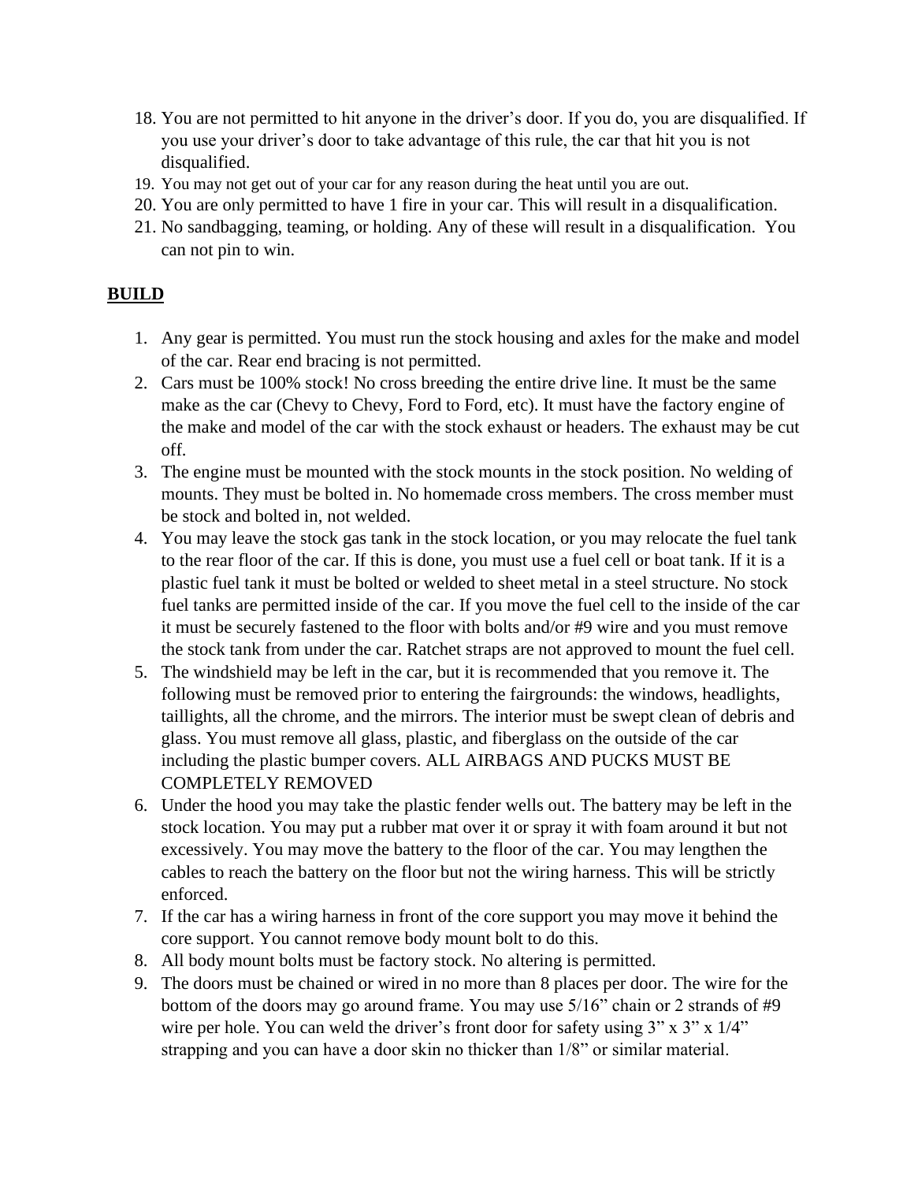18. You are not permitted to hit anyone in the driver's door. If you do, you are disqualified. If you use your driver's door to take advantage of this rule, the car that hit you is not disqualified.
19. You may not get out of your car for any reason during the heat until you are out.
20. You are only permitted to have 1 fire in your car. This will result in a disqualification.
21. No sandbagging, teaming, or holding. Any of these will result in a disqualification. You can not pin to win.

## BUILD

1. Any gear is permitted. You must run the stock housing and axles for the make and model of the car. Rear end bracing is not permitted.
2. Cars must be 100% stock! No cross breeding the entire drive line. It must be the same make as the car (Chevy to Chevy, Ford to Ford, etc). It must have the factory engine of the make and model of the car with the stock exhaust or headers. The exhaust may be cut off.
3. The engine must be mounted with the stock mounts in the stock position. No welding of mounts. They must be bolted in. No homemade cross members. The cross member must be stock and bolted in, not welded.
4. You may leave the stock gas tank in the stock location, or you may relocate the fuel tank to the rear floor of the car. If this is done, you must use a fuel cell or boat tank. If it is a plastic fuel tank it must be bolted or welded to sheet metal in a steel structure. No stock fuel tanks are permitted inside of the car. If you move the fuel cell to the inside of the car it must be securely fastened to the floor with bolts and/or #9 wire and you must remove the stock tank from under the car. Ratchet straps are not approved to mount the fuel cell.
5. The windshield may be left in the car, but it is recommended that you remove it. The following must be removed prior to entering the fairgrounds: the windows, headlights, taillights, all the chrome, and the mirrors. The interior must be swept clean of debris and glass. You must remove all glass, plastic, and fiberglass on the outside of the car including the plastic bumper covers. ALL AIRBAGS AND PUCKS MUST BE COMPLETELY REMOVED
6. Under the hood you may take the plastic fender wells out. The battery may be left in the stock location. You may put a rubber mat over it or spray it with foam around it but not excessively. You may move the battery to the floor of the car. You may lengthen the cables to reach the battery on the floor but not the wiring harness. This will be strictly enforced.
7. If the car has a wiring harness in front of the core support you may move it behind the core support. You cannot remove body mount bolt to do this.
8. All body mount bolts must be factory stock. No altering is permitted.
9. The doors must be chained or wired in no more than 8 places per door. The wire for the bottom of the doors may go around frame. You may use 5/16" chain or 2 strands of #9 wire per hole. You can weld the driver's front door for safety using 3" x 3" x 1/4" strapping and you can have a door skin no thicker than 1/8" or similar material.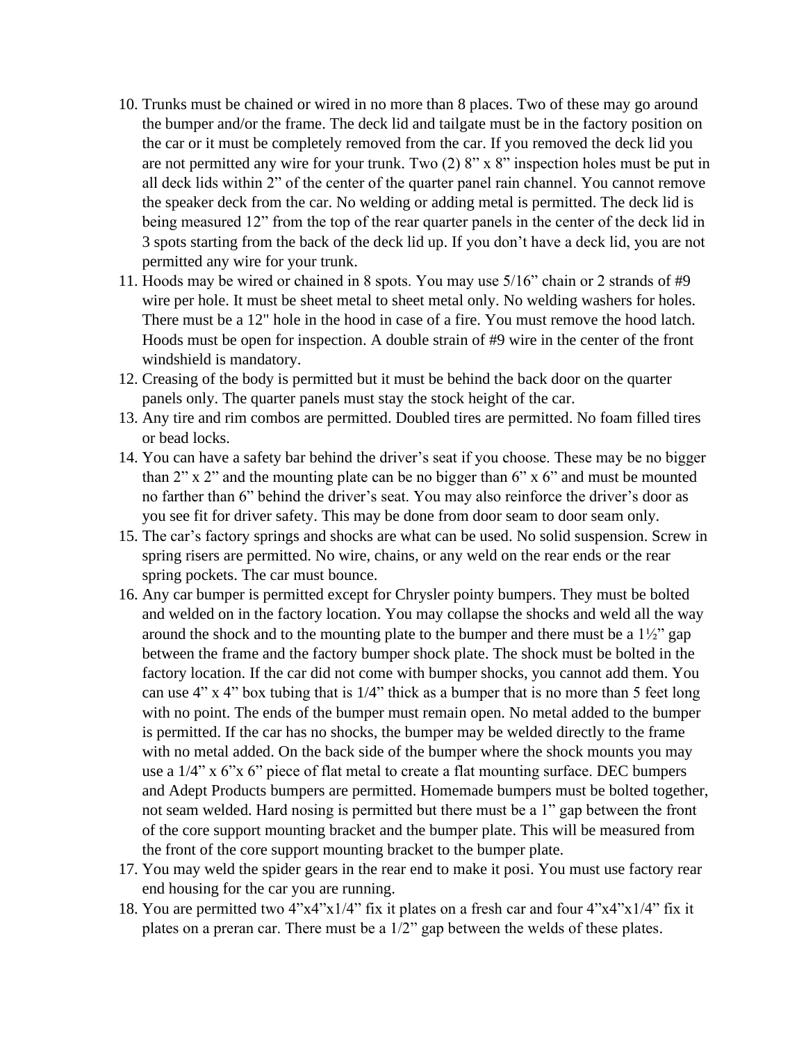10. Trunks must be chained or wired in no more than 8 places. Two of these may go around the bumper and/or the frame. The deck lid and tailgate must be in the factory position on the car or it must be completely removed from the car. If you removed the deck lid you are not permitted any wire for your trunk. Two (2) 8” x 8” inspection holes must be put in all deck lids within 2” of the center of the quarter panel rain channel. You cannot remove the speaker deck from the car. No welding or adding metal is permitted. The deck lid is being measured 12” from the top of the rear quarter panels in the center of the deck lid in 3 spots starting from the back of the deck lid up. If you don’t have a deck lid, you are not permitted any wire for your trunk.
11. Hoods may be wired or chained in 8 spots. You may use 5/16” chain or 2 strands of #9 wire per hole. It must be sheet metal to sheet metal only. No welding washers for holes. There must be a 12" hole in the hood in case of a fire. You must remove the hood latch. Hoods must be open for inspection. A double strain of #9 wire in the center of the front windshield is mandatory.
12. Creasing of the body is permitted but it must be behind the back door on the quarter panels only. The quarter panels must stay the stock height of the car.
13. Any tire and rim combos are permitted. Doubled tires are permitted. No foam filled tires or bead locks.
14. You can have a safety bar behind the driver’s seat if you choose. These may be no bigger than 2” x 2” and the mounting plate can be no bigger than 6” x 6” and must be mounted no farther than 6” behind the driver’s seat. You may also reinforce the driver’s door as you see fit for driver safety. This may be done from door seam to door seam only.
15. The car’s factory springs and shocks are what can be used. No solid suspension. Screw in spring risers are permitted. No wire, chains, or any weld on the rear ends or the rear spring pockets. The car must bounce.
16. Any car bumper is permitted except for Chrysler pointy bumpers. They must be bolted and welded on in the factory location. You may collapse the shocks and weld all the way around the shock and to the mounting plate to the bumper and there must be a 1½” gap between the frame and the factory bumper shock plate. The shock must be bolted in the factory location. If the car did not come with bumper shocks, you cannot add them. You can use 4” x 4” box tubing that is 1/4” thick as a bumper that is no more than 5 feet long with no point. The ends of the bumper must remain open. No metal added to the bumper is permitted. If the car has no shocks, the bumper may be welded directly to the frame with no metal added. On the back side of the bumper where the shock mounts you may use a 1/4” x 6”x 6” piece of flat metal to create a flat mounting surface. DEC bumpers and Adept Products bumpers are permitted. Homemade bumpers must be bolted together, not seam welded. Hard nosing is permitted but there must be a 1” gap between the front of the core support mounting bracket and the bumper plate. This will be measured from the front of the core support mounting bracket to the bumper plate.
17. You may weld the spider gears in the rear end to make it posi. You must use factory rear end housing for the car you are running.
18. You are permitted two 4”x4”x1/4” fix it plates on a fresh car and four 4”x4”x1/4” fix it plates on a preran car. There must be a 1/2” gap between the welds of these plates.